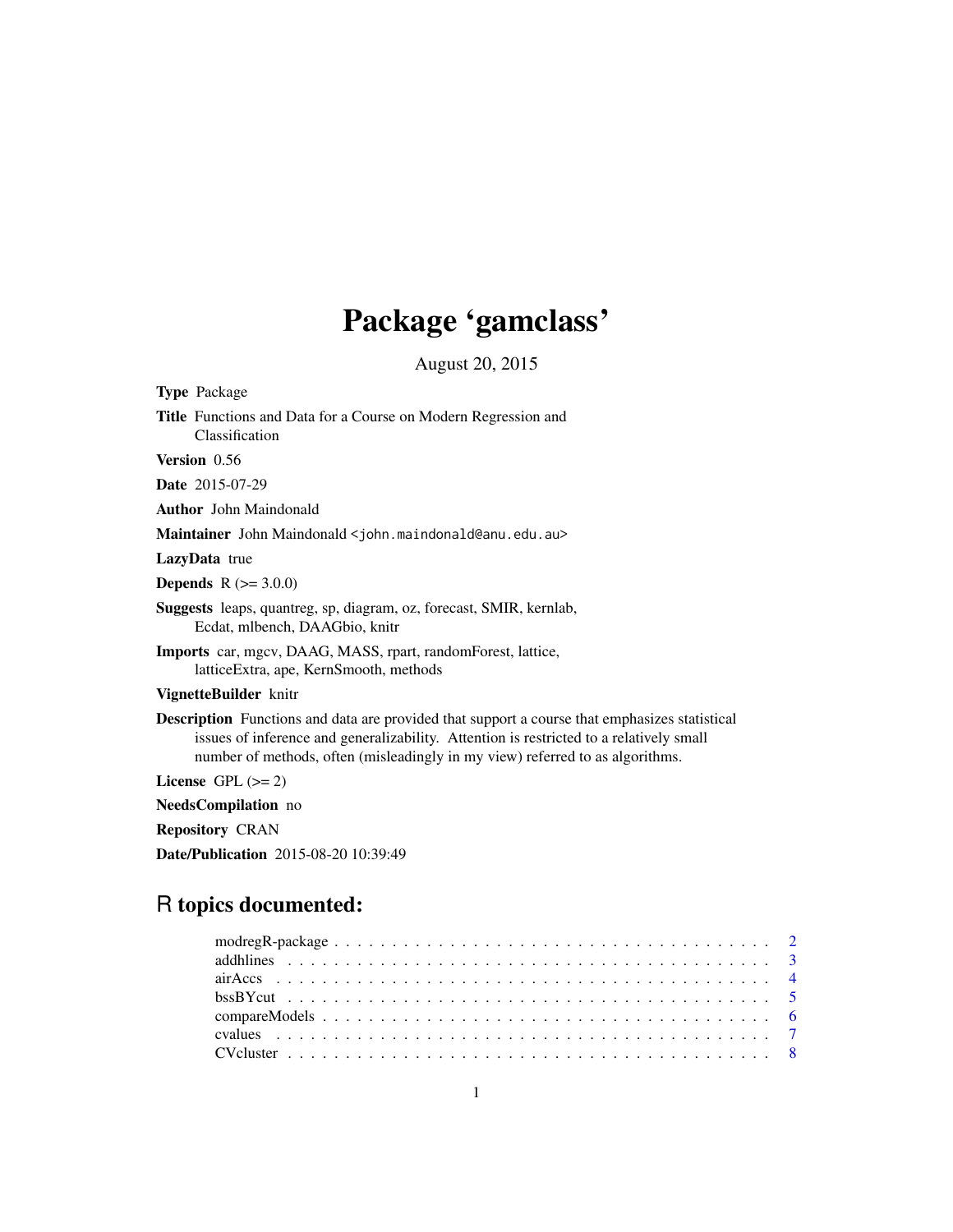# Package 'gamclass'

August 20, 2015

**Type** Package

**Title** Functions and Data for a Course on Modern Regression and Classification

**Version** 0.56

**Date** 2015-07-29

**Author** John Maindonald

**Maintainer** John Maindonald <john.maindonald@anu.edu.au>

**LazyData** true

**Depends** R (>= 3.0.0)

**Suggests** leaps, quantreg, sp, diagram, oz, forecast, SMIR, kernlab, Ecdat, mlbench, DAAGbio, knitr

**Imports** car, mgcv, DAAG, MASS, rpart, randomForest, lattice, latticeExtra, ape, KernSmooth, methods

**VignetteBuilder** knitr

**Description** Functions and data are provided that support a course that emphasizes statistical issues of inference and generalizability. Attention is restricted to a relatively small number of methods, often (misleadingly in my view) referred to as algorithms.

**License** GPL (>= 2)

**NeedsCompilation** no

**Repository** CRAN

**Date/Publication** 2015-08-20 10:39:49

## R topics documented:

- modregR-package . . . . . . . . . . . . . . . . . . . . . . . . . . . . . . . . . . . . 2
- addhlines . . . . . . . . . . . . . . . . . . . . . . . . . . . . . . . . . . . . . . . . 3
- airAccs . . . . . . . . . . . . . . . . . . . . . . . . . . . . . . . . . . . . . . . . . 4
- bssBYcut . . . . . . . . . . . . . . . . . . . . . . . . . . . . . . . . . . . . . . . . 5
- compareModels . . . . . . . . . . . . . . . . . . . . . . . . . . . . . . . . . . . . . 6
- cvalues . . . . . . . . . . . . . . . . . . . . . . . . . . . . . . . . . . . . . . . . . 7
- CVcluster . . . . . . . . . . . . . . . . . . . . . . . . . . . . . . . . . . . . . . . . 8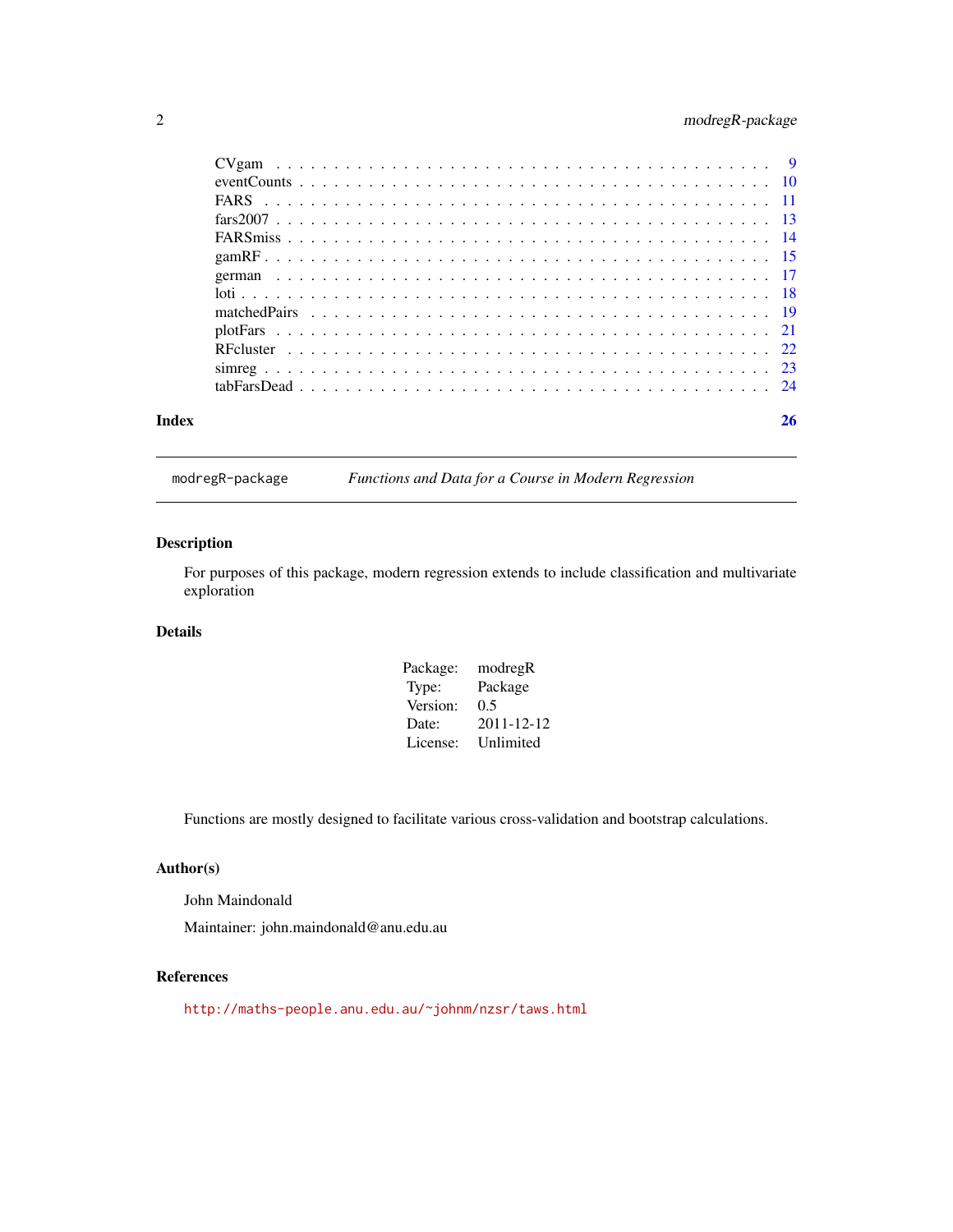CVgam . . . . . . . . . . . . . . . . . . . . . . . . . . . . . . . . . . . . . . . . . . 9
eventCounts . . . . . . . . . . . . . . . . . . . . . . . . . . . . . . . . . . . . . . . 10
FARS . . . . . . . . . . . . . . . . . . . . . . . . . . . . . . . . . . . . . . . . . . . 11
fars2007 . . . . . . . . . . . . . . . . . . . . . . . . . . . . . . . . . . . . . . . . . 13
FARSmiss . . . . . . . . . . . . . . . . . . . . . . . . . . . . . . . . . . . . . . . . 14
gamRF . . . . . . . . . . . . . . . . . . . . . . . . . . . . . . . . . . . . . . . . . . 15
german . . . . . . . . . . . . . . . . . . . . . . . . . . . . . . . . . . . . . . . . . 17
loti . . . . . . . . . . . . . . . . . . . . . . . . . . . . . . . . . . . . . . . . . . . 18
matchedPairs . . . . . . . . . . . . . . . . . . . . . . . . . . . . . . . . . . . . . . 19
plotFars . . . . . . . . . . . . . . . . . . . . . . . . . . . . . . . . . . . . . . . . . 21
RFcluster . . . . . . . . . . . . . . . . . . . . . . . . . . . . . . . . . . . . . . . . 22
simreg . . . . . . . . . . . . . . . . . . . . . . . . . . . . . . . . . . . . . . . . . . 23
tabFarsDead . . . . . . . . . . . . . . . . . . . . . . . . . . . . . . . . . . . . . . . 24

**Index** **26**

---

`modregR-package` *Functions and Data for a Course in Modern Regression*

---

## Description

For purposes of this package, modern regression extends to include classification and multivariate exploration

## Details

| | |
|---|---|
| Package: | modregR |
| Type: | Package |
| Version: | 0.5 |
| Date: | 2011-12-12 |
| License: | Unlimited |

Functions are mostly designed to facilitate various cross-validation and bootstrap calculations.

## Author(s)

John Maindonald

Maintainer: john.maindonald@anu.edu.au

## References

http://maths-people.anu.edu.au/~johnm/nzsr/taws.html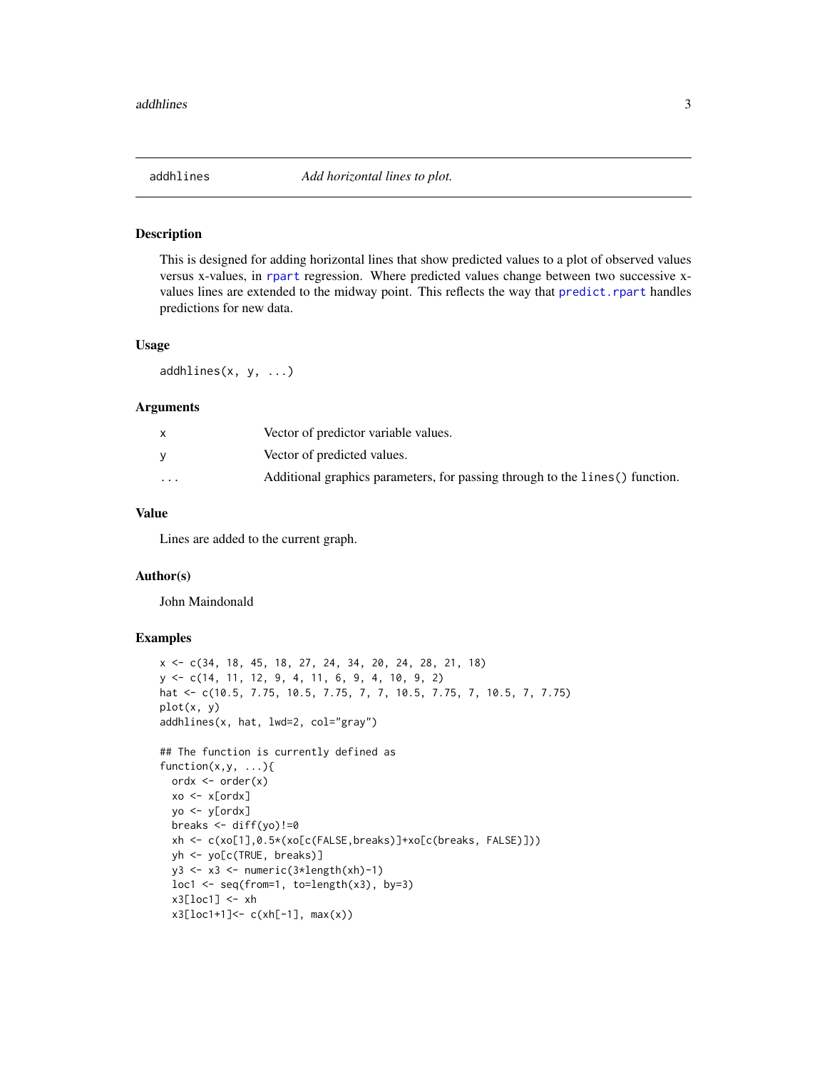# addhlines *Add horizontal lines to plot.*

## Description

This is designed for adding horizontal lines that show predicted values to a plot of observed values versus x-values, in rpart regression. Where predicted values change between two successive x-values lines are extended to the midway point. This reflects the way that predict.rpart handles predictions for new data.

## Usage

```
addhlines(x, y, ...)
```

## Arguments

| | |
|---|---|
| x | Vector of predictor variable values. |
| y | Vector of predicted values. |
| ... | Additional graphics parameters, for passing through to the lines() function. |

## Value

Lines are added to the current graph.

## Author(s)

John Maindonald

## Examples

```
x <- c(34, 18, 45, 18, 27, 24, 34, 20, 24, 28, 21, 18)
y <- c(14, 11, 12, 9, 4, 11, 6, 9, 4, 10, 9, 2)
hat <- c(10.5, 7.75, 10.5, 7.75, 7, 7, 10.5, 7.75, 7, 10.5, 7, 7.75)
plot(x, y)
addhlines(x, hat, lwd=2, col="gray")

## The function is currently defined as
function(x,y, ...){
  ordx <- order(x)
  xo <- x[ordx]
  yo <- y[ordx]
  breaks <- diff(yo)!=0
  xh <- c(xo[1],0.5*(xo[c(FALSE,breaks)]+xo[c(breaks, FALSE)]))
  yh <- yo[c(TRUE, breaks)]
  y3 <- x3 <- numeric(3*length(xh)-1)
  loc1 <- seq(from=1, to=length(x3), by=3)
  x3[loc1] <- xh
  x3[loc1+1]<- c(xh[-1], max(x))
```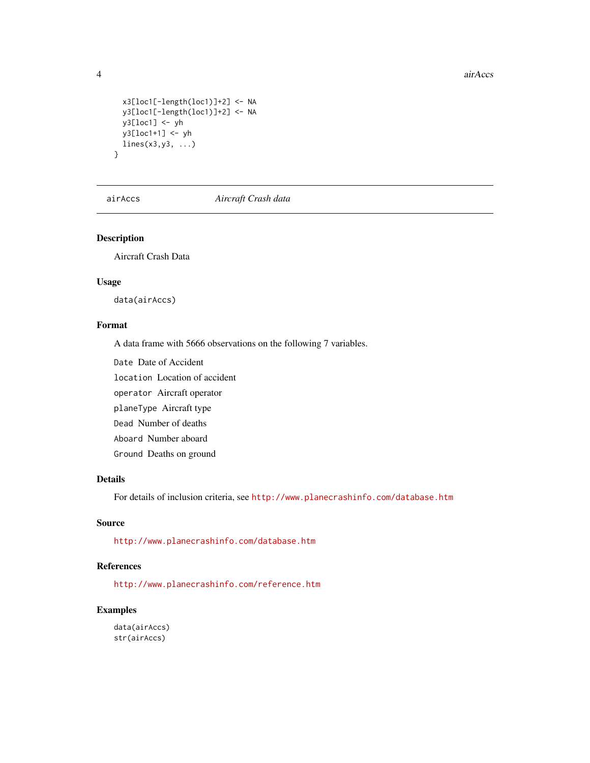```
  x3[loc1[-length(loc1)]+2] <- NA
  y3[loc1[-length(loc1)]+2] <- NA
  y3[loc1] <- yh
  y3[loc1+1] <- yh
  lines(x3,y3, ...)
}
```

## airAccs — *Aircraft Crash data*

### Description

Aircraft Crash Data

### Usage

```
data(airAccs)
```

### Format

A data frame with 5666 observations on the following 7 variables.

- `Date` Date of Accident
- `location` Location of accident
- `operator` Aircraft operator
- `planeType` Aircraft type
- `Dead` Number of deaths
- `Aboard` Number aboard
- `Ground` Deaths on ground

### Details

For details of inclusion criteria, see http://www.planecrashinfo.com/database.htm

### Source

http://www.planecrashinfo.com/database.htm

### References

http://www.planecrashinfo.com/reference.htm

### Examples

```
data(airAccs)
str(airAccs)
```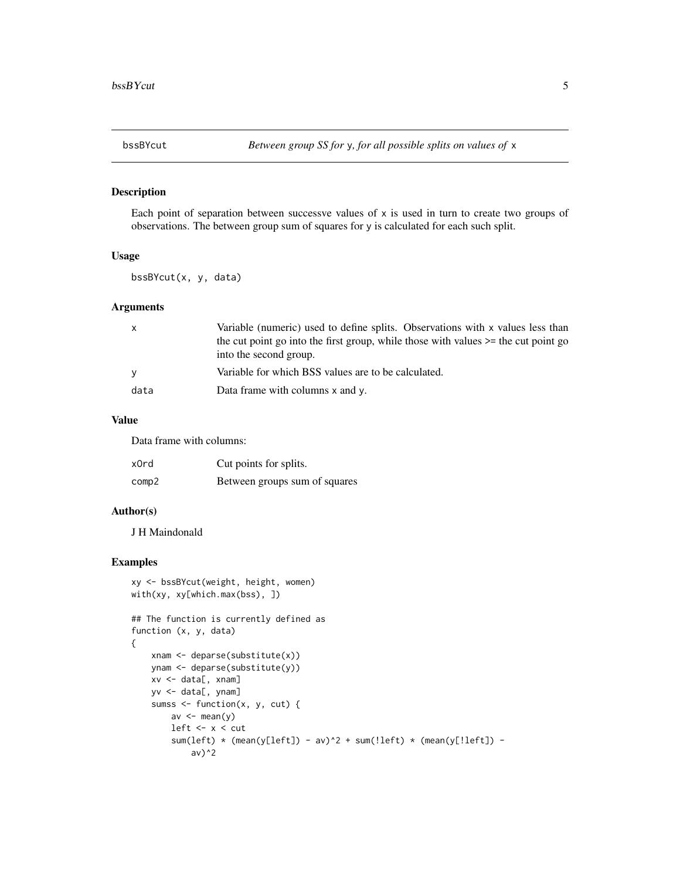# bssBYcut — *Between group SS for* `y`*, for all possible splits on values of* `x`

## Description

Each point of separation between successve values of `x` is used in turn to create two groups of observations. The between group sum of squares for `y` is calculated for each such split.

## Usage

```
bssBYcut(x, y, data)
```

## Arguments

| | |
|---|---|
| `x` | Variable (numeric) used to define splits. Observations with `x` values less than the cut point go into the first group, while those with values >= the cut point go into the second group. |
| `y` | Variable for which BSS values are to be calculated. |
| `data` | Data frame with columns `x` and `y`. |

## Value

Data frame with columns:

| | |
|---|---|
| `xOrd` | Cut points for splits. |
| `comp2` | Between groups sum of squares |

## Author(s)

J H Maindonald

## Examples

```
xy <- bssBYcut(weight, height, women)
with(xy, xy[which.max(bss), ])

## The function is currently defined as
function (x, y, data)
{
    xnam <- deparse(substitute(x))
    ynam <- deparse(substitute(y))
    xv <- data[, xnam]
    yv <- data[, ynam]
    sumss <- function(x, y, cut) {
        av <- mean(y)
        left <- x < cut
        sum(left) * (mean(y[left]) - av)^2 + sum(!left) * (mean(y[!left]) -
            av)^2
```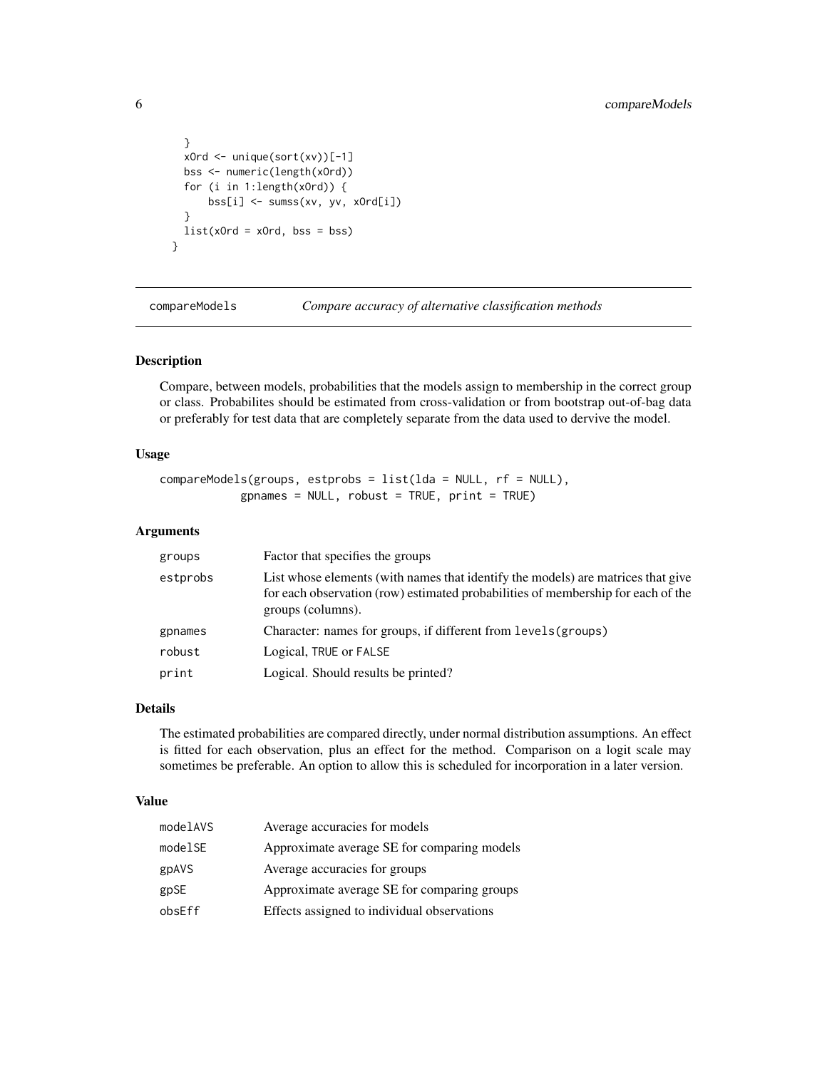```
    }
    xOrd <- unique(sort(xv))[-1]
    bss <- numeric(length(xOrd))
    for (i in 1:length(xOrd)) {
        bss[i] <- sumss(xv, yv, xOrd[i])
    }
    list(xOrd = xOrd, bss = bss)
  }
```

## compareModels *Compare accuracy of alternative classification methods*

### Description

Compare, between models, probabilities that the models assign to membership in the correct group or class. Probabilites should be estimated from cross-validation or from bootstrap out-of-bag data or preferably for test data that are completely separate from the data used to dervive the model.

### Usage

```
compareModels(groups, estprobs = list(lda = NULL, rf = NULL),
            gpnames = NULL, robust = TRUE, print = TRUE)
```

### Arguments

| | |
|---|---|
| `groups` | Factor that specifies the groups |
| `estprobs` | List whose elements (with names that identify the models) are matrices that give for each observation (row) estimated probabilities of membership for each of the groups (columns). |
| `gpnames` | Character: names for groups, if different from `levels(groups)` |
| `robust` | Logical, `TRUE` or `FALSE` |
| `print` | Logical. Should results be printed? |

### Details

The estimated probabilities are compared directly, under normal distribution assumptions. An effect is fitted for each observation, plus an effect for the method. Comparison on a logit scale may sometimes be preferable. An option to allow this is scheduled for incorporation in a later version.

### Value

| | |
|---|---|
| `modelAVS` | Average accuracies for models |
| `modelSE` | Approximate average SE for comparing models |
| `gpAVS` | Average accuracies for groups |
| `gpSE` | Approximate average SE for comparing groups |
| `obsEff` | Effects assigned to individual observations |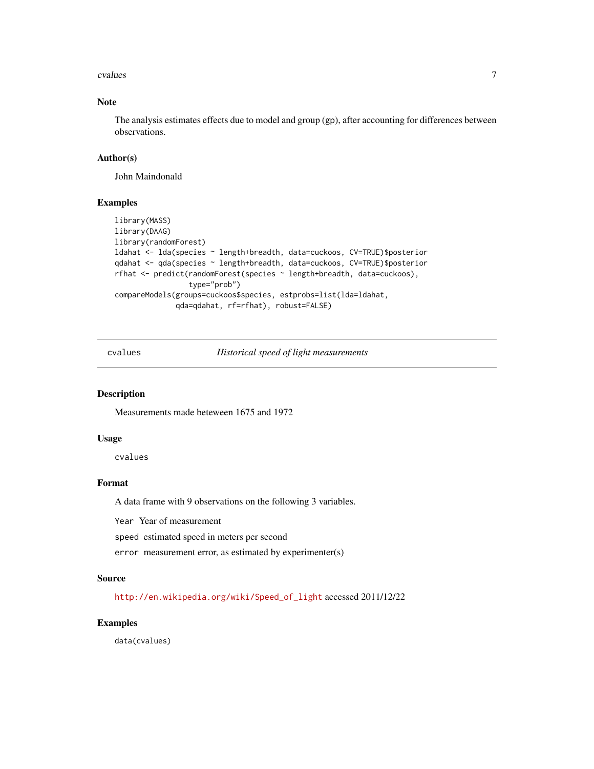### Note

The analysis estimates effects due to model and group (gp), after accounting for differences between observations.

### Author(s)

John Maindonald

### Examples

```
library(MASS)
library(DAAG)
library(randomForest)
ldahat <- lda(species ~ length+breadth, data=cuckoos, CV=TRUE)$posterior
qdahat <- qda(species ~ length+breadth, data=cuckoos, CV=TRUE)$posterior
rfhat <- predict(randomForest(species ~ length+breadth, data=cuckoos),
                 type="prob")
compareModels(groups=cuckoos$species, estprobs=list(lda=ldahat,
              qda=qdahat, rf=rfhat), robust=FALSE)
```

---

## cvalues — *Historical speed of light measurements*

### Description

Measurements made beteween 1675 and 1972

### Usage

```
cvalues
```

### Format

A data frame with 9 observations on the following 3 variables.

`Year` Year of measurement

`speed` estimated speed in meters per second

`error` measurement error, as estimated by experimenter(s)

### Source

http://en.wikipedia.org/wiki/Speed_of_light accessed 2011/12/22

### Examples

```
data(cvalues)
```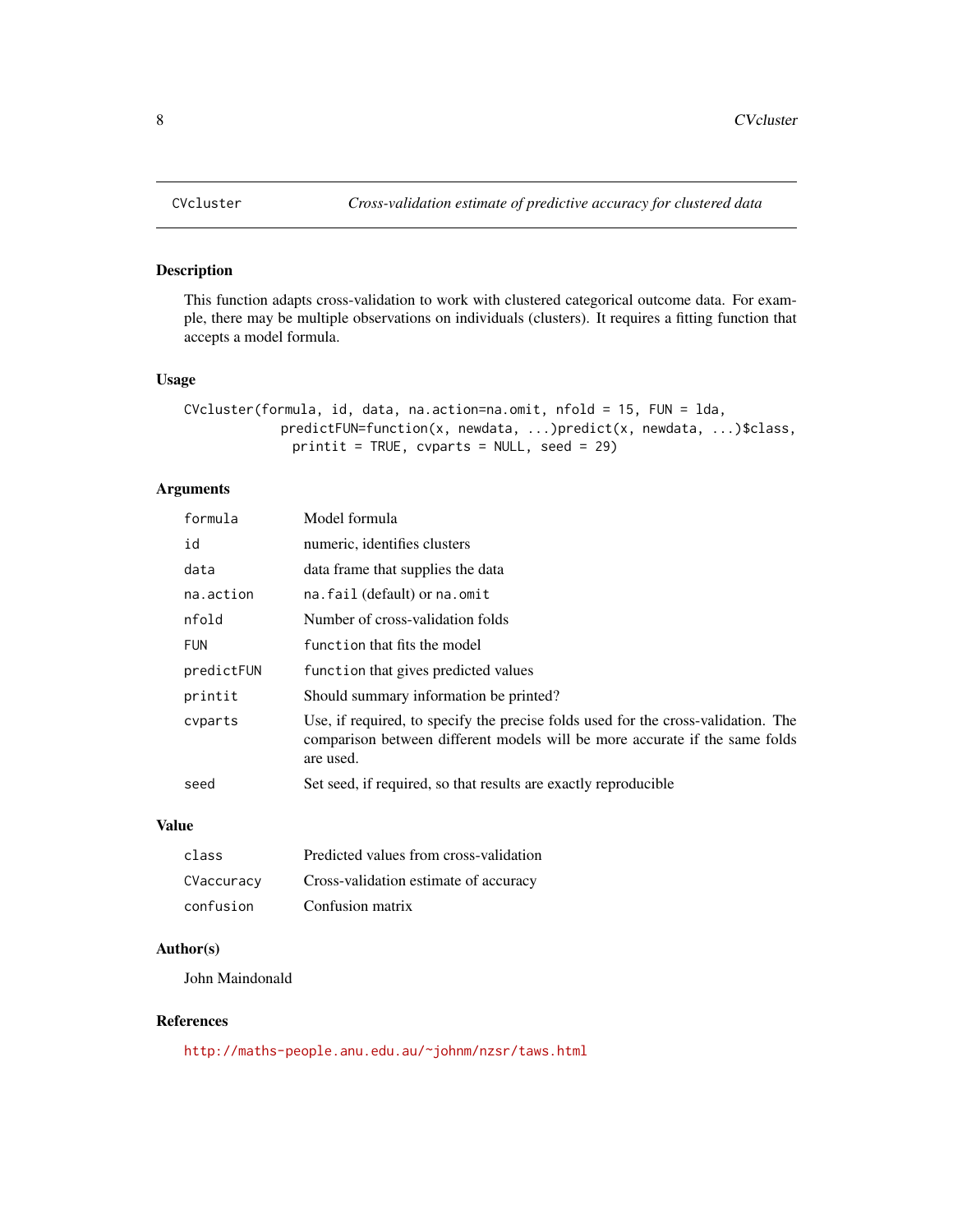## CVcluster — *Cross-validation estimate of predictive accuracy for clustered data*

### Description

This function adapts cross-validation to work with clustered categorical outcome data. For example, there may be multiple observations on individuals (clusters). It requires a fitting function that accepts a model formula.

### Usage

```
CVcluster(formula, id, data, na.action=na.omit, nfold = 15, FUN = lda,
          predictFUN=function(x, newdata, ...)predict(x, newdata, ...)$class,
            printit = TRUE, cvparts = NULL, seed = 29)
```

### Arguments

| | |
|---|---|
| `formula` | Model formula |
| `id` | numeric, identifies clusters |
| `data` | data frame that supplies the data |
| `na.action` | `na.fail` (default) or `na.omit` |
| `nfold` | Number of cross-validation folds |
| `FUN` | `function` that fits the model |
| `predictFUN` | `function` that gives predicted values |
| `printit` | Should summary information be printed? |
| `cvparts` | Use, if required, to specify the precise folds used for the cross-validation. The comparison between different models will be more accurate if the same folds are used. |
| `seed` | Set seed, if required, so that results are exactly reproducible |

### Value

| | |
|---|---|
| `class` | Predicted values from cross-validation |
| `CVaccuracy` | Cross-validation estimate of accuracy |
| `confusion` | Confusion matrix |

### Author(s)

John Maindonald

### References

http://maths-people.anu.edu.au/~johnm/nzsr/taws.html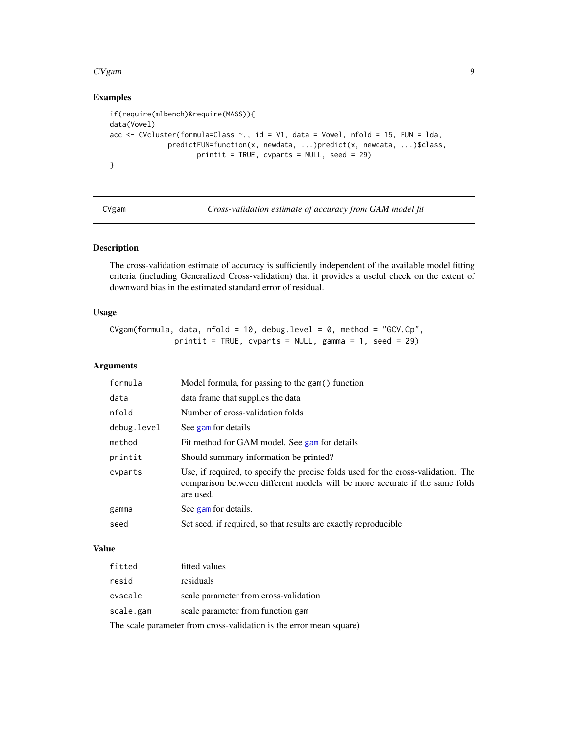## Examples

```
if(require(mlbench)&require(MASS)){
data(Vowel)
acc <- CVcluster(formula=Class ~., id = V1, data = Vowel, nfold = 15, FUN = lda,
                predictFUN=function(x, newdata, ...)predict(x, newdata, ...)$class,
                        printit = TRUE, cvparts = NULL, seed = 29)
}
```

---

# CVgam — *Cross-validation estimate of accuracy from GAM model fit*

---

## Description

The cross-validation estimate of accuracy is sufficiently independent of the available model fitting criteria (including Generalized Cross-validation) that it provides a useful check on the extent of downward bias in the estimated standard error of residual.

## Usage

```
CVgam(formula, data, nfold = 10, debug.level = 0, method = "GCV.Cp",
             printit = TRUE, cvparts = NULL, gamma = 1, seed = 29)
```

## Arguments

| | |
|---|---|
| `formula` | Model formula, for passing to the gam() function |
| `data` | data frame that supplies the data |
| `nfold` | Number of cross-validation folds |
| `debug.level` | See gam for details |
| `method` | Fit method for GAM model. See gam for details |
| `printit` | Should summary information be printed? |
| `cvparts` | Use, if required, to specify the precise folds used for the cross-validation. The comparison between different models will be more accurate if the same folds are used. |
| `gamma` | See gam for details. |
| `seed` | Set seed, if required, so that results are exactly reproducible |

## Value

| | |
|---|---|
| `fitted` | fitted values |
| `resid` | residuals |
| `cvscale` | scale parameter from cross-validation |
| `scale.gam` | scale parameter from function gam |

The scale parameter from cross-validation is the error mean square)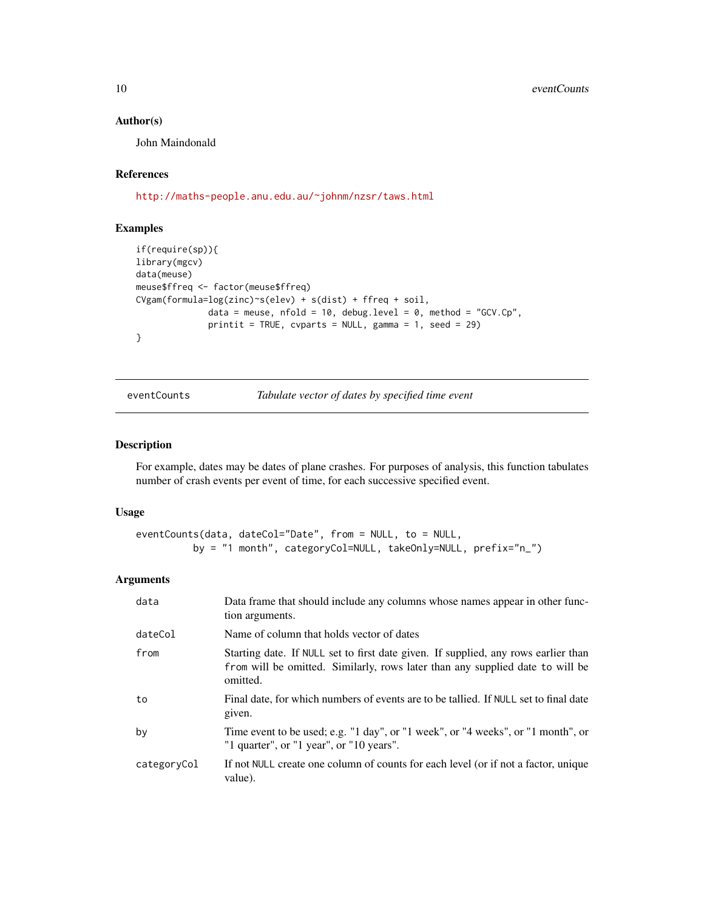### Author(s)

John Maindonald

### References

http://maths-people.anu.edu.au/~johnm/nzsr/taws.html

### Examples

```
if(require(sp)){
library(mgcv)
data(meuse)
meuse$ffreq <- factor(meuse$ffreq)
CVgam(formula=log(zinc)~s(elev) + s(dist) + ffreq + soil,
              data = meuse, nfold = 10, debug.level = 0, method = "GCV.Cp",
              printit = TRUE, cvparts = NULL, gamma = 1, seed = 29)
}
```

---

## eventCounts — *Tabulate vector of dates by specified time event*

### Description

For example, dates may be dates of plane crashes. For purposes of analysis, this function tabulates number of crash events per event of time, for each successive specified event.

### Usage

```
eventCounts(data, dateCol="Date", from = NULL, to = NULL,
            by = "1 month", categoryCol=NULL, takeOnly=NULL, prefix="n_")
```

### Arguments

| | |
|---|---|
| `data` | Data frame that should include any columns whose names appear in other function arguments. |
| `dateCol` | Name of column that holds vector of dates |
| `from` | Starting date. If `NULL` set to first date given. If supplied, any rows earlier than `from` will be omitted. Similarly, rows later than any supplied date `to` will be omitted. |
| `to` | Final date, for which numbers of events are to be tallied. If `NULL` set to final date given. |
| `by` | Time event to be used; e.g. "1 day", or "1 week", or "4 weeks", or "1 month", or "1 quarter", or "1 year", or "10 years". |
| `categoryCol` | If not `NULL` create one column of counts for each level (or if not a factor, unique value). |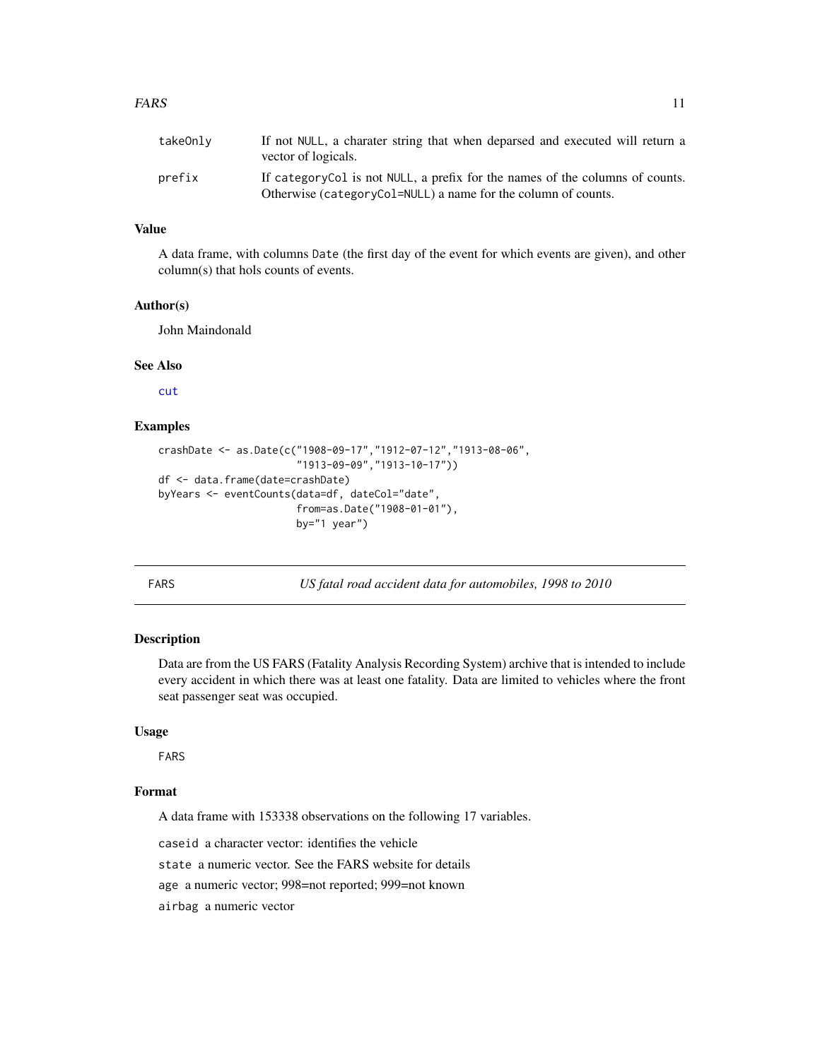| | |
|---|---|
| takeOnly | If not NULL, a charater string that when deparsed and executed will return a vector of logicals. |
| prefix | If categoryCol is not NULL, a prefix for the names of the columns of counts. Otherwise (categoryCol=NULL) a name for the column of counts. |

### Value

A data frame, with columns Date (the first day of the event for which events are given), and other column(s) that hols counts of events.

### Author(s)

John Maindonald

### See Also

cut

### Examples

```
crashDate <- as.Date(c("1908-09-17","1912-07-12","1913-08-06",
                       "1913-09-09","1913-10-17"))
df <- data.frame(date=crashDate)
byYears <- eventCounts(data=df, dateCol="date",
                       from=as.Date("1908-01-01"),
                       by="1 year")
```

---

## FARS — *US fatal road accident data for automobiles, 1998 to 2010*

### Description

Data are from the US FARS (Fatality Analysis Recording System) archive that is intended to include every accident in which there was at least one fatality. Data are limited to vehicles where the front seat passenger seat was occupied.

### Usage

```
FARS
```

### Format

A data frame with 153338 observations on the following 17 variables.

caseid a character vector: identifies the vehicle

state a numeric vector. See the FARS website for details

age a numeric vector; 998=not reported; 999=not known

airbag a numeric vector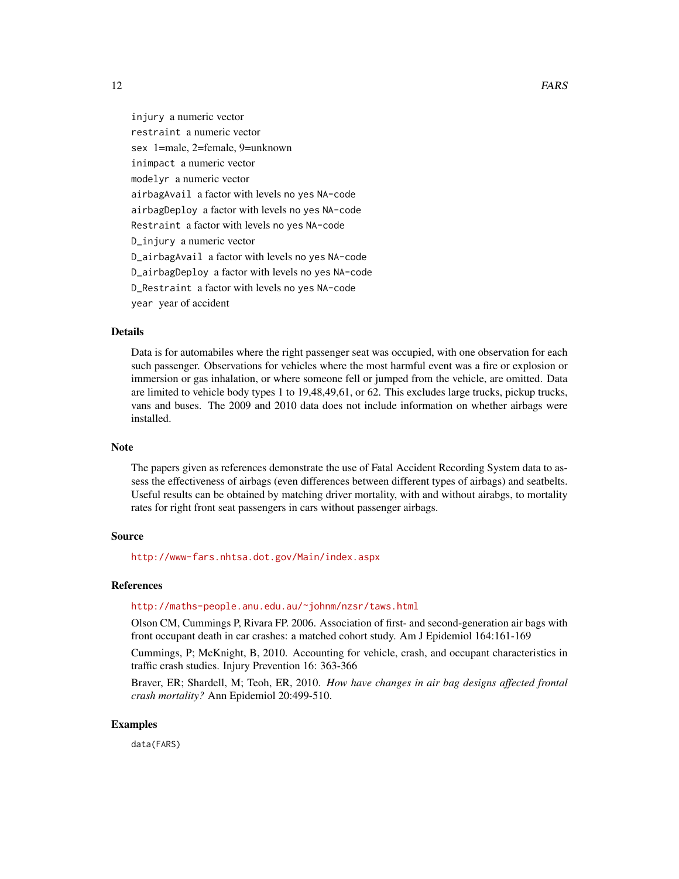`injury` a numeric vector

`restraint` a numeric vector

`sex` 1=male, 2=female, 9=unknown

`inimpact` a numeric vector

`modelyr` a numeric vector

`airbagAvail` a factor with levels `no` `yes` `NA-code`

`airbagDeploy` a factor with levels `no` `yes` `NA-code`

`Restraint` a factor with levels `no` `yes` `NA-code`

`D_injury` a numeric vector

`D_airbagAvail` a factor with levels `no` `yes` `NA-code`

`D_airbagDeploy` a factor with levels `no` `yes` `NA-code`

`D_Restraint` a factor with levels `no` `yes` `NA-code`

`year` year of accident

## Details

Data is for automabiles where the right passenger seat was occupied, with one observation for each such passenger. Observations for vehicles where the most harmful event was a fire or explosion or immersion or gas inhalation, or where someone fell or jumped from the vehicle, are omitted. Data are limited to vehicle body types 1 to 19,48,49,61, or 62. This excludes large trucks, pickup trucks, vans and buses. The 2009 and 2010 data does not include information on whether airbags were installed.

## Note

The papers given as references demonstrate the use of Fatal Accident Recording System data to assess the effectiveness of airbags (even differences between different types of airbags) and seatbelts. Useful results can be obtained by matching driver mortality, with and without airabgs, to mortality rates for right front seat passengers in cars without passenger airbags.

## Source

http://www-fars.nhtsa.dot.gov/Main/index.aspx

## References

http://maths-people.anu.edu.au/~johnm/nzsr/taws.html

Olson CM, Cummings P, Rivara FP. 2006. Association of first- and second-generation air bags with front occupant death in car crashes: a matched cohort study. Am J Epidemiol 164:161-169

Cummings, P; McKnight, B, 2010. Accounting for vehicle, crash, and occupant characteristics in traffic crash studies. Injury Prevention 16: 363-366

Braver, ER; Shardell, M; Teoh, ER, 2010. *How have changes in air bag designs affected frontal crash mortality?* Ann Epidemiol 20:499-510.

## Examples

```
data(FARS)
```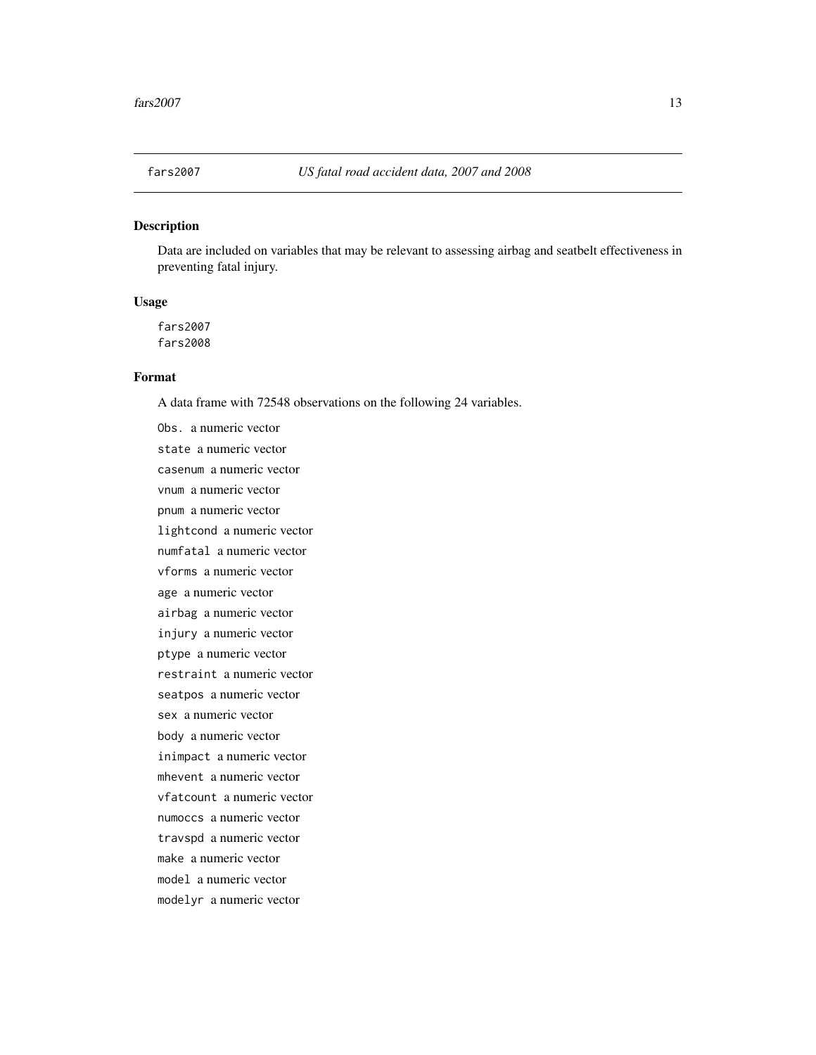fars2007 *US fatal road accident data, 2007 and 2008*

## Description

Data are included on variables that may be relevant to assessing airbag and seatbelt effectiveness in preventing fatal injury.

## Usage

```
fars2007
fars2008
```

## Format

A data frame with 72548 observations on the following 24 variables.

- `Obs.` a numeric vector
- `state` a numeric vector
- `casenum` a numeric vector
- `vnum` a numeric vector
- `pnum` a numeric vector
- `lightcond` a numeric vector
- `numfatal` a numeric vector
- `vforms` a numeric vector
- `age` a numeric vector
- `airbag` a numeric vector
- `injury` a numeric vector
- `ptype` a numeric vector
- `restraint` a numeric vector
- `seatpos` a numeric vector
- `sex` a numeric vector
- `body` a numeric vector
- `inimpact` a numeric vector
- `mhevent` a numeric vector
- `vfatcount` a numeric vector
- `numoccs` a numeric vector
- `travspd` a numeric vector
- `make` a numeric vector
- `model` a numeric vector
- `modelyr` a numeric vector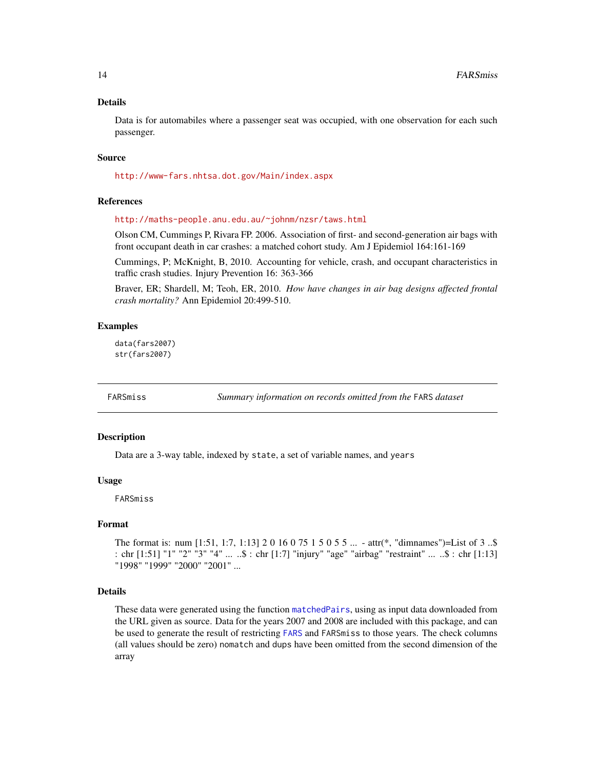### Details

Data is for automabiles where a passenger seat was occupied, with one observation for each such passenger.

### Source

http://www-fars.nhtsa.dot.gov/Main/index.aspx

### References

http://maths-people.anu.edu.au/~johnm/nzsr/taws.html

Olson CM, Cummings P, Rivara FP. 2006. Association of first- and second-generation air bags with front occupant death in car crashes: a matched cohort study. Am J Epidemiol 164:161-169

Cummings, P; McKnight, B, 2010. Accounting for vehicle, crash, and occupant characteristics in traffic crash studies. Injury Prevention 16: 363-366

Braver, ER; Shardell, M; Teoh, ER, 2010. *How have changes in air bag designs affected frontal crash mortality?* Ann Epidemiol 20:499-510.

### Examples

```
data(fars2007)
str(fars2007)
```

---

## FARSmiss — *Summary information on records omitted from the* FARS *dataset*

### Description

Data are a 3-way table, indexed by `state`, a set of variable names, and `years`

### Usage

```
FARSmiss
```

### Format

The format is: num [1:51, 1:7, 1:13] 2 0 16 0 75 1 5 0 5 5 ... - attr(*, "dimnames")=List of 3 ..$ : chr [1:51] "1" "2" "3" "4" ... ..$ : chr [1:7] "injury" "age" "airbag" "restraint" ... ..$ : chr [1:13] "1998" "1999" "2000" "2001" ...

### Details

These data were generated using the function `matchedPairs`, using as input data downloaded from the URL given as source. Data for the years 2007 and 2008 are included with this package, and can be used to generate the result of restricting `FARS` and `FARSmiss` to those years. The check columns (all values should be zero) `nomatch` and `dups` have been omitted from the second dimension of the array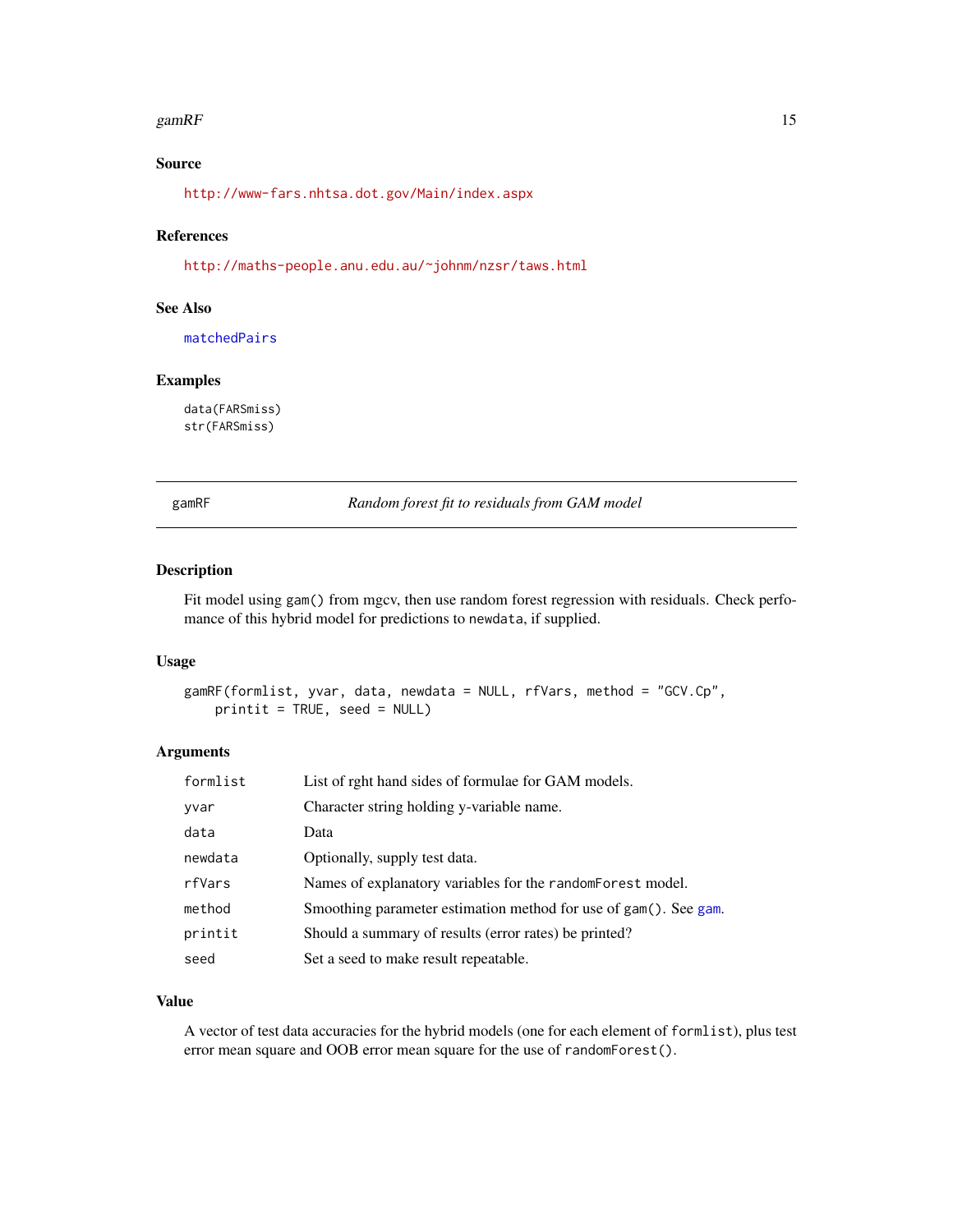### Source

http://www-fars.nhtsa.dot.gov/Main/index.aspx

### References

http://maths-people.anu.edu.au/~johnm/nzsr/taws.html

### See Also

matchedPairs

### Examples

```
data(FARSmiss)
str(FARSmiss)
```

---

## gamRF — *Random forest fit to residuals from GAM model*

---

### Description

Fit model using gam() from mgcv, then use random forest regression with residuals. Check perfomance of this hybrid model for predictions to newdata, if supplied.

### Usage

```
gamRF(formlist, yvar, data, newdata = NULL, rfVars, method = "GCV.Cp",
    printit = TRUE, seed = NULL)
```

### Arguments

| | |
|---|---|
| formlist | List of rght hand sides of formulae for GAM models. |
| yvar | Character string holding y-variable name. |
| data | Data |
| newdata | Optionally, supply test data. |
| rfVars | Names of explanatory variables for the randomForest model. |
| method | Smoothing parameter estimation method for use of gam(). See gam. |
| printit | Should a summary of results (error rates) be printed? |
| seed | Set a seed to make result repeatable. |

### Value

A vector of test data accuracies for the hybrid models (one for each element of formlist), plus test error mean square and OOB error mean square for the use of randomForest().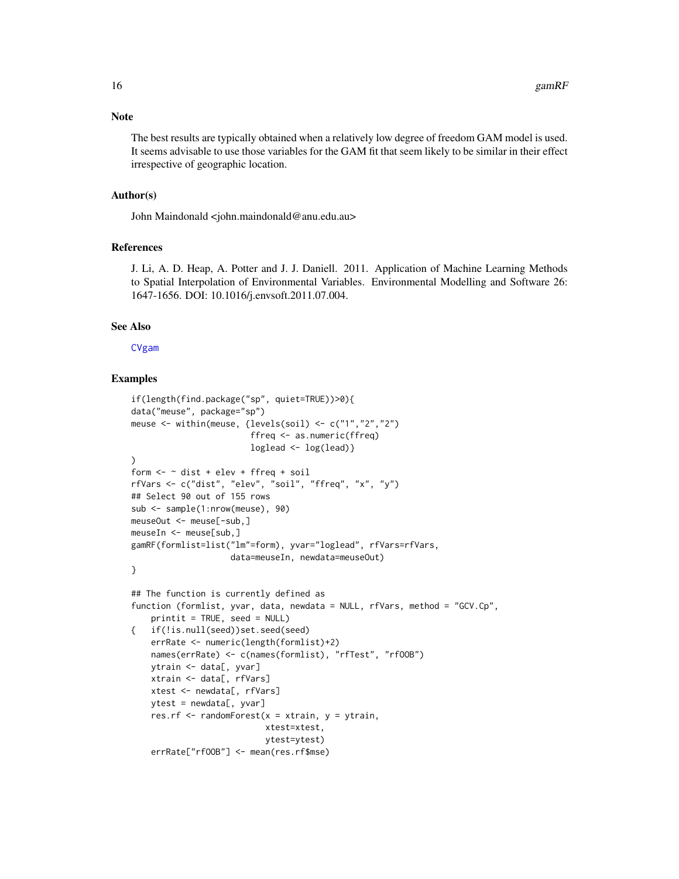### Note

The best results are typically obtained when a relatively low degree of freedom GAM model is used. It seems advisable to use those variables for the GAM fit that seem likely to be similar in their effect irrespective of geographic location.

### Author(s)

John Maindonald <john.maindonald@anu.edu.au>

### References

J. Li, A. D. Heap, A. Potter and J. J. Daniell. 2011. Application of Machine Learning Methods to Spatial Interpolation of Environmental Variables. Environmental Modelling and Software 26: 1647-1656. DOI: 10.1016/j.envsoft.2011.07.004.

### See Also

CVgam

### Examples

```
if(length(find.package("sp", quiet=TRUE))>0){
data("meuse", package="sp")
meuse <- within(meuse, {levels(soil) <- c("1","2","2")
                        ffreq <- as.numeric(ffreq)
                        loglead <- log(lead)}
)
form <- ~ dist + elev + ffreq + soil
rfVars <- c("dist", "elev", "soil", "ffreq", "x", "y")
## Select 90 out of 155 rows
sub <- sample(1:nrow(meuse), 90)
meuseOut <- meuse[-sub,]
meuseIn <- meuse[sub,]
gamRF(formlist=list("lm"=form), yvar="loglead", rfVars=rfVars,
                    data=meuseIn, newdata=meuseOut)
}

## The function is currently defined as
function (formlist, yvar, data, newdata = NULL, rfVars, method = "GCV.Cp",
    printit = TRUE, seed = NULL)
{   if(!is.null(seed))set.seed(seed)
    errRate <- numeric(length(formlist)+2)
    names(errRate) <- c(names(formlist), "rfTest", "rfOOB")
    ytrain <- data[, yvar]
    xtrain <- data[, rfVars]
    xtest <- newdata[, rfVars]
    ytest = newdata[, yvar]
    res.rf <- randomForest(x = xtrain, y = ytrain,
                           xtest=xtest,
                           ytest=ytest)
    errRate["rfOOB"] <- mean(res.rf$mse)
```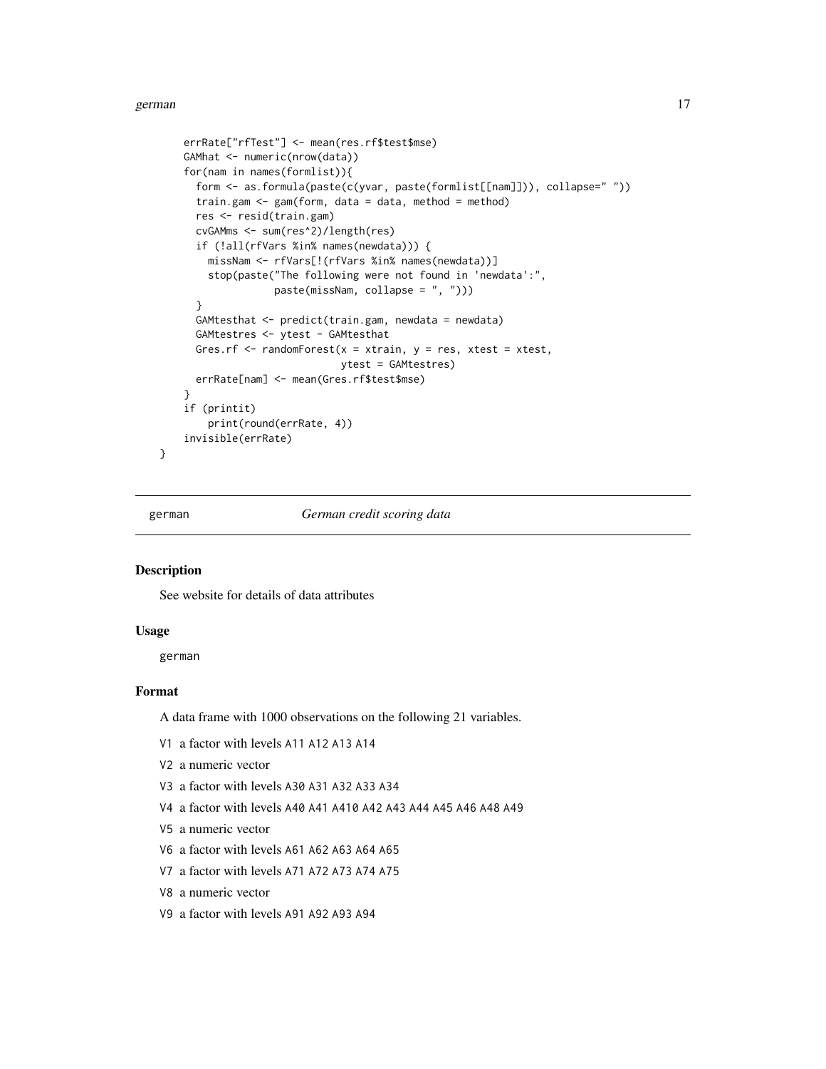```
    errRate["rfTest"] <- mean(res.rf$test$mse)
    GAMhat <- numeric(nrow(data))
    for(nam in names(formlist)){
      form <- as.formula(paste(c(yvar, paste(formlist[[nam]])), collapse=" "))
      train.gam <- gam(form, data = data, method = method)
      res <- resid(train.gam)
      cvGAMms <- sum(res^2)/length(res)
      if (!all(rfVars %in% names(newdata))) {
        missNam <- rfVars[!(rfVars %in% names(newdata))]
        stop(paste("The following were not found in 'newdata':",
                   paste(missNam, collapse = ", ")))
      }
      GAMtesthat <- predict(train.gam, newdata = newdata)
      GAMtestres <- ytest - GAMtesthat
      Gres.rf <- randomForest(x = xtrain, y = res, xtest = xtest,
                              ytest = GAMtestres)
      errRate[nam] <- mean(Gres.rf$test$mse)
    }
    if (printit)
        print(round(errRate, 4))
    invisible(errRate)
}
```

---

## german — *German credit scoring data*

### Description

See website for details of data attributes

### Usage

```
german
```

### Format

A data frame with 1000 observations on the following 21 variables.

- V1 a factor with levels A11 A12 A13 A14
- V2 a numeric vector
- V3 a factor with levels A30 A31 A32 A33 A34
- V4 a factor with levels A40 A41 A410 A42 A43 A44 A45 A46 A48 A49
- V5 a numeric vector
- V6 a factor with levels A61 A62 A63 A64 A65
- V7 a factor with levels A71 A72 A73 A74 A75
- V8 a numeric vector
- V9 a factor with levels A91 A92 A93 A94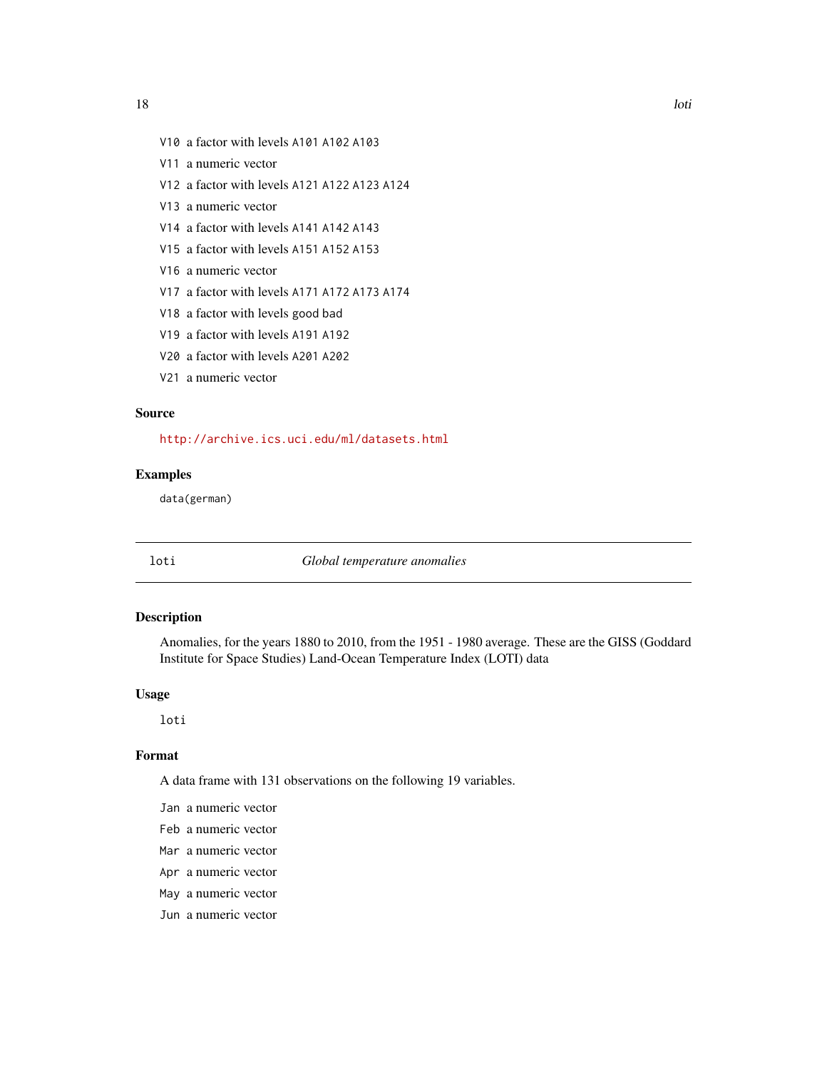- `V10` a factor with levels `A101` `A102` `A103`
- `V11` a numeric vector
- `V12` a factor with levels `A121` `A122` `A123` `A124`
- `V13` a numeric vector
- `V14` a factor with levels `A141` `A142` `A143`
- `V15` a factor with levels `A151` `A152` `A153`
- `V16` a numeric vector
- `V17` a factor with levels `A171` `A172` `A173` `A174`
- `V18` a factor with levels `good` `bad`
- `V19` a factor with levels `A191` `A192`
- `V20` a factor with levels `A201` `A202`
- `V21` a numeric vector

### Source

http://archive.ics.uci.edu/ml/datasets.html

### Examples

```
data(german)
```

---

## loti — *Global temperature anomalies*

---

### Description

Anomalies, for the years 1880 to 2010, from the 1951 - 1980 average. These are the GISS (Goddard Institute for Space Studies) Land-Ocean Temperature Index (LOTI) data

### Usage

```
loti
```

### Format

A data frame with 131 observations on the following 19 variables.

- `Jan` a numeric vector
- `Feb` a numeric vector
- `Mar` a numeric vector
- `Apr` a numeric vector
- `May` a numeric vector
- `Jun` a numeric vector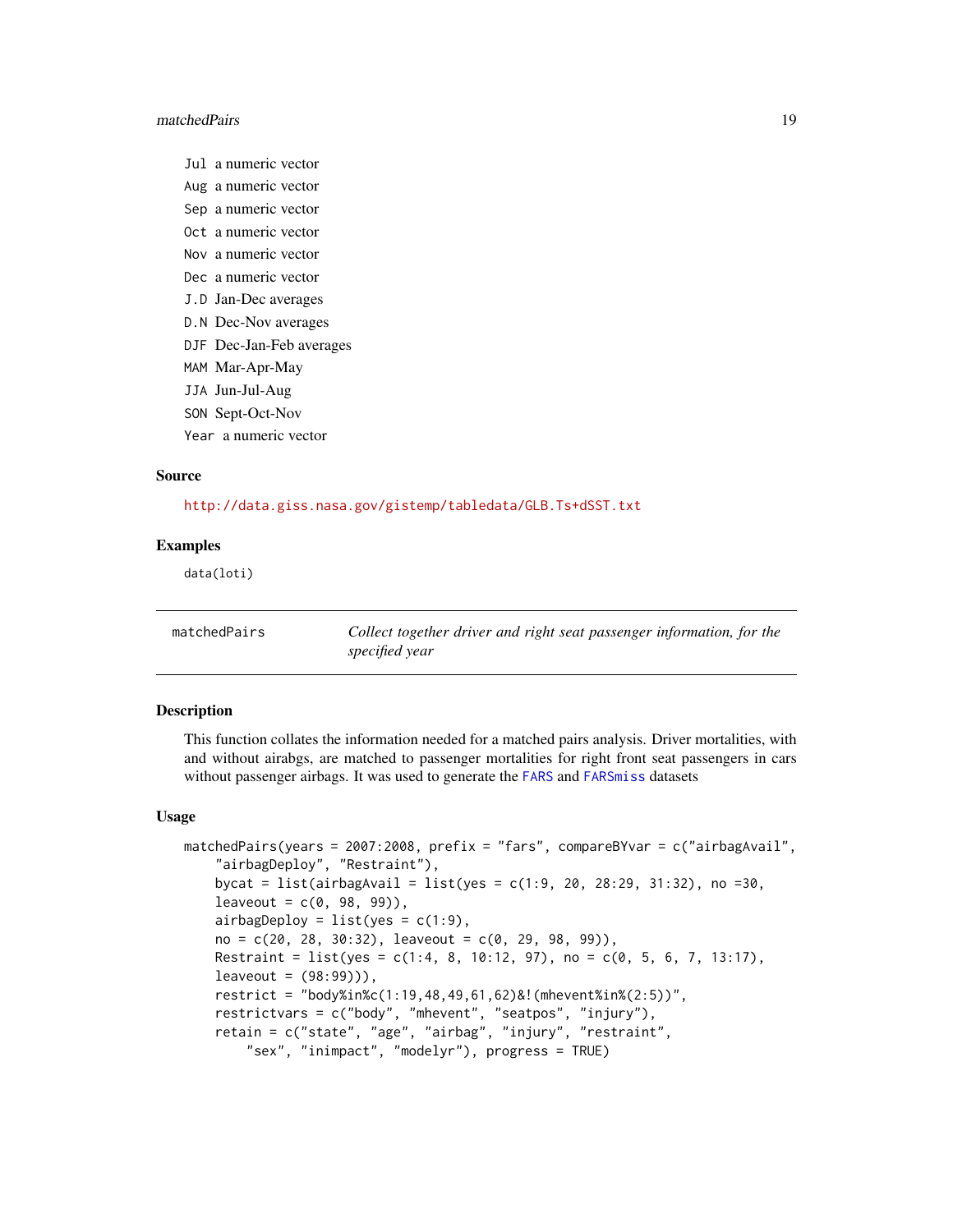Jul a numeric vector

Aug a numeric vector

Sep a numeric vector

Oct a numeric vector

Nov a numeric vector

Dec a numeric vector

J.D Jan-Dec averages

D.N Dec-Nov averages

DJF Dec-Jan-Feb averages

MAM Mar-Apr-May

JJA Jun-Jul-Aug

SON Sept-Oct-Nov

Year a numeric vector

### Source

http://data.giss.nasa.gov/gistemp/tabledata/GLB.Ts+dSST.txt

### Examples

```
data(loti)
```

---

## matchedPairs    *Collect together driver and right seat passenger information, for the specified year*

---

### Description

This function collates the information needed for a matched pairs analysis. Driver mortalities, with and without airabgs, are matched to passenger mortalities for right front seat passengers in cars without passenger airbags. It was used to generate the FARS and FARSmiss datasets

### Usage

```
matchedPairs(years = 2007:2008, prefix = "fars", compareBYvar = c("airbagAvail",
    "airbagDeploy", "Restraint"),
    bycat = list(airbagAvail = list(yes = c(1:9, 20, 28:29, 31:32), no =30,
    leaveout = c(0, 98, 99)),
    airbagDeploy = list(yes = c(1:9),
    no = c(20, 28, 30:32), leaveout = c(0, 29, 98, 99)),
    Restraint = list(yes = c(1:4, 8, 10:12, 97), no = c(0, 5, 6, 7, 13:17),
    leaveout = (98:99))),
    restrict = "body%in%c(1:19,48,49,61,62)&!(mhevent%in%(2:5))",
    restrictvars = c("body", "mhevent", "seatpos", "injury"),
    retain = c("state", "age", "airbag", "injury", "restraint",
        "sex", "inimpact", "modelyr"), progress = TRUE)
```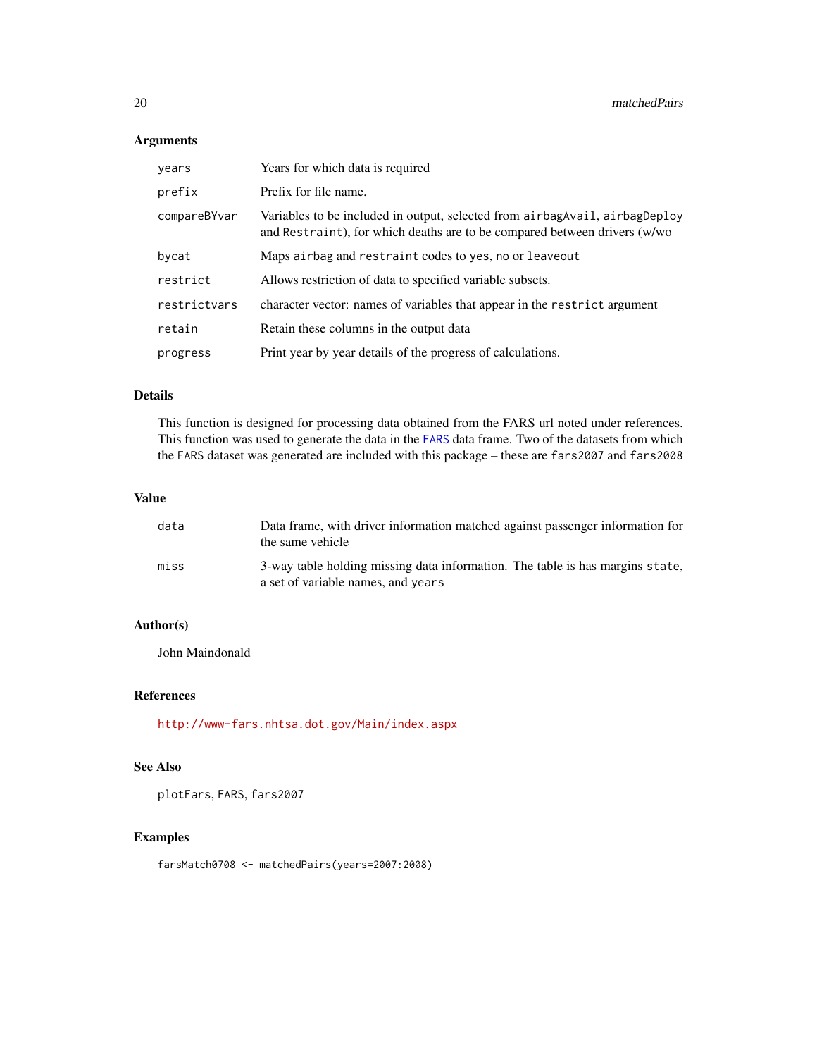## Arguments

| | |
|---|---|
| `years` | Years for which data is required |
| `prefix` | Prefix for file name. |
| `compareBYvar` | Variables to be included in output, selected from `airbagAvail`, `airbagDeploy` and `Restraint`), for which deaths are to be compared between drivers (w/wo |
| `bycat` | Maps `airbag` and `restraint` codes to `yes`, `no` or `leaveout` |
| `restrict` | Allows restriction of data to specified variable subsets. |
| `restrictvars` | character vector: names of variables that appear in the `restrict` argument |
| `retain` | Retain these columns in the output data |
| `progress` | Print year by year details of the progress of calculations. |

## Details

This function is designed for processing data obtained from the FARS url noted under references. This function was used to generate the data in the `FARS` data frame. Two of the datasets from which the `FARS` dataset was generated are included with this package – these are `fars2007` and `fars2008`

## Value

| | |
|---|---|
| `data` | Data frame, with driver information matched against passenger information for the same vehicle |
| `miss` | 3-way table holding missing data information. The table is has margins `state`, a set of variable names, and `years` |

## Author(s)

John Maindonald

## References

http://www-fars.nhtsa.dot.gov/Main/index.aspx

## See Also

`plotFars`, `FARS`, `fars2007`

## Examples

```
farsMatch0708 <- matchedPairs(years=2007:2008)
```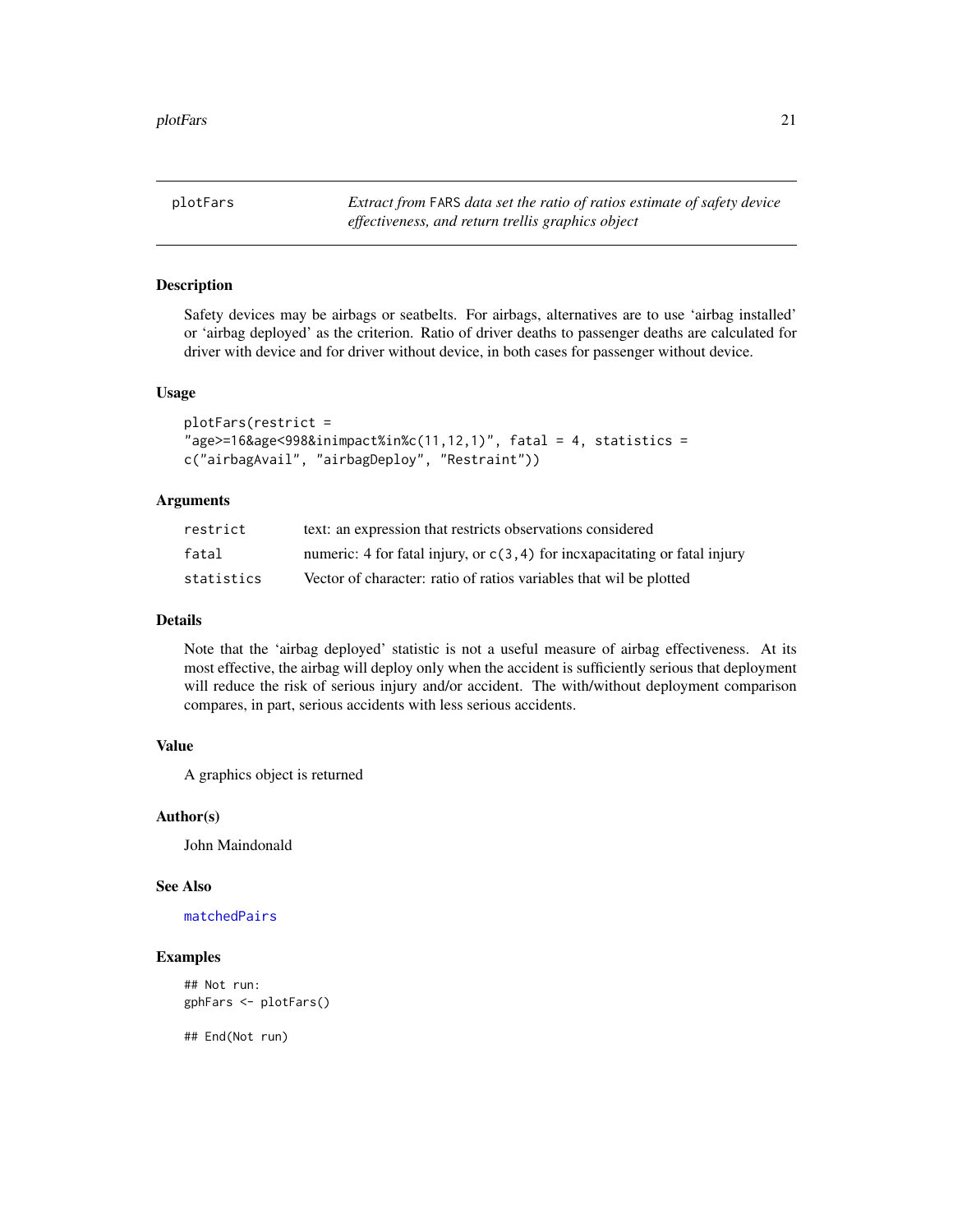plotFars

*Extract from* FARS *data set the ratio of ratios estimate of safety device effectiveness, and return trellis graphics object*

## Description

Safety devices may be airbags or seatbelts. For airbags, alternatives are to use 'airbag installed' or 'airbag deployed' as the criterion. Ratio of driver deaths to passenger deaths are calculated for driver with device and for driver without device, in both cases for passenger without device.

## Usage

```
plotFars(restrict =
"age>=16&age<998&inimpact%in%c(11,12,1)", fatal = 4, statistics =
c("airbagAvail", "airbagDeploy", "Restraint"))
```

## Arguments

| | |
|---|---|
| restrict | text: an expression that restricts observations considered |
| fatal | numeric: 4 for fatal injury, or `c(3,4)` for incxapacitating or fatal injury |
| statistics | Vector of character: ratio of ratios variables that wil be plotted |

## Details

Note that the 'airbag deployed' statistic is not a useful measure of airbag effectiveness. At its most effective, the airbag will deploy only when the accident is sufficiently serious that deployment will reduce the risk of serious injury and/or accident. The with/without deployment comparison compares, in part, serious accidents with less serious accidents.

## Value

A graphics object is returned

## Author(s)

John Maindonald

## See Also

`matchedPairs`

## Examples

```
## Not run:
gphFars <- plotFars()

## End(Not run)
```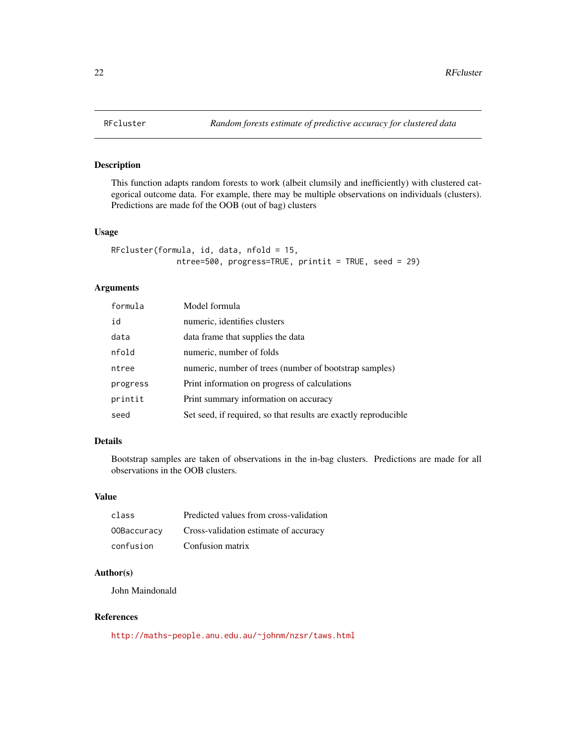# RFcluster — *Random forests estimate of predictive accuracy for clustered data*

## Description

This function adapts random forests to work (albeit clumsily and inefficiently) with clustered categorical outcome data. For example, there may be multiple observations on individuals (clusters). Predictions are made fof the OOB (out of bag) clusters

## Usage

```
RFcluster(formula, id, data, nfold = 15,
             ntree=500, progress=TRUE, printit = TRUE, seed = 29)
```

## Arguments

| | |
|---|---|
| `formula` | Model formula |
| `id` | numeric, identifies clusters |
| `data` | data frame that supplies the data |
| `nfold` | numeric, number of folds |
| `ntree` | numeric, number of trees (number of bootstrap samples) |
| `progress` | Print information on progress of calculations |
| `printit` | Print summary information on accuracy |
| `seed` | Set seed, if required, so that results are exactly reproducible |

## Details

Bootstrap samples are taken of observations in the in-bag clusters. Predictions are made for all observations in the OOB clusters.

## Value

| | |
|---|---|
| `class` | Predicted values from cross-validation |
| `OOBaccuracy` | Cross-validation estimate of accuracy |
| `confusion` | Confusion matrix |

## Author(s)

John Maindonald

## References

http://maths-people.anu.edu.au/~johnm/nzsr/taws.html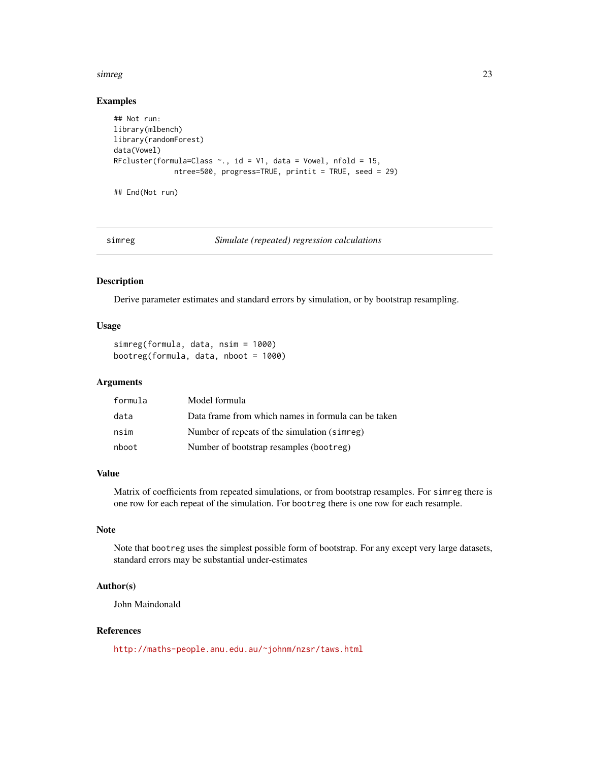### Examples

```
## Not run:
library(mlbench)
library(randomForest)
data(Vowel)
RFcluster(formula=Class ~., id = V1, data = Vowel, nfold = 15,
              ntree=500, progress=TRUE, printit = TRUE, seed = 29)

## End(Not run)
```

---

## simreg — *Simulate (repeated) regression calculations*

---

### Description

Derive parameter estimates and standard errors by simulation, or by bootstrap resampling.

### Usage

```
simreg(formula, data, nsim = 1000)
bootreg(formula, data, nboot = 1000)
```

### Arguments

| | |
|---|---|
| `formula` | Model formula |
| `data` | Data frame from which names in formula can be taken |
| `nsim` | Number of repeats of the simulation (`simreg`) |
| `nboot` | Number of bootstrap resamples (`bootreg`) |

### Value

Matrix of coefficients from repeated simulations, or from bootstrap resamples. For `simreg` there is one row for each repeat of the simulation. For `bootreg` there is one row for each resample.

### Note

Note that `bootreg` uses the simplest possible form of bootstrap. For any except very large datasets, standard errors may be substantial under-estimates

### Author(s)

John Maindonald

### References

http://maths-people.anu.edu.au/~johnm/nzsr/taws.html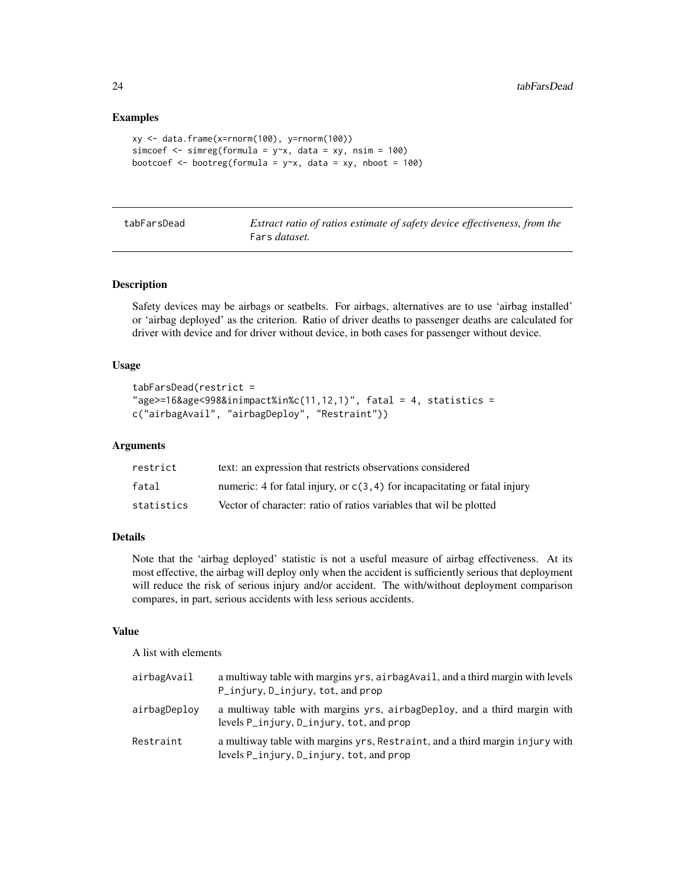## Examples

```
xy <- data.frame(x=rnorm(100), y=rnorm(100))
simcoef <- simreg(formula = y~x, data = xy, nsim = 100)
bootcoef <- bootreg(formula = y~x, data = xy, nboot = 100)
```

---

# tabFarsDead

*Extract ratio of ratios estimate of safety device effectiveness, from the* `Fars` *dataset.*

---

## Description

Safety devices may be airbags or seatbelts. For airbags, alternatives are to use 'airbag installed' or 'airbag deployed' as the criterion. Ratio of driver deaths to passenger deaths are calculated for driver with device and for driver without device, in both cases for passenger without device.

## Usage

```
tabFarsDead(restrict =
"age>=16&age<998&inimpact%in%c(11,12,1)", fatal = 4, statistics =
c("airbagAvail", "airbagDeploy", "Restraint"))
```

## Arguments

| | |
|---|---|
| `restrict` | text: an expression that restricts observations considered |
| `fatal` | numeric: 4 for fatal injury, or `c(3,4)` for incapacitating or fatal injury |
| `statistics` | Vector of character: ratio of ratios variables that wil be plotted |

## Details

Note that the 'airbag deployed' statistic is not a useful measure of airbag effectiveness. At its most effective, the airbag will deploy only when the accident is sufficiently serious that deployment will reduce the risk of serious injury and/or accident. The with/without deployment comparison compares, in part, serious accidents with less serious accidents.

## Value

A list with elements

| | |
|---|---|
| `airbagAvail` | a multiway table with margins `yrs`, `airbagAvail`, and a third margin with levels `P_injury`, `D_injury`, `tot`, and `prop` |
| `airbagDeploy` | a multiway table with margins `yrs`, `airbagDeploy`, and a third margin with levels `P_injury`, `D_injury`, `tot`, and `prop` |
| `Restraint` | a multiway table with margins `yrs`, `Restraint`, and a third margin `injury` with levels `P_injury`, `D_injury`, `tot`, and `prop` |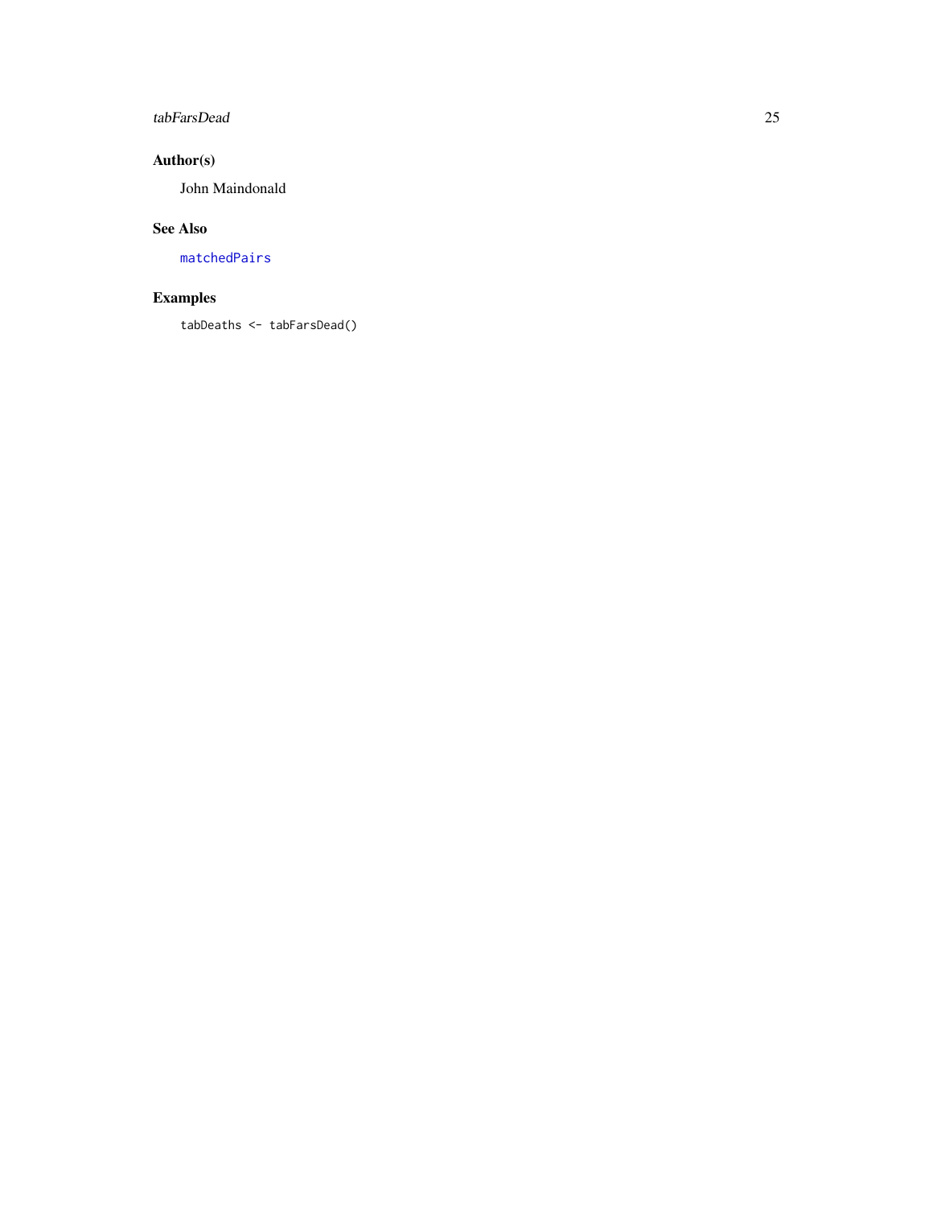## Author(s)

John Maindonald

## See Also

matchedPairs

## Examples

```
tabDeaths <- tabFarsDead()
```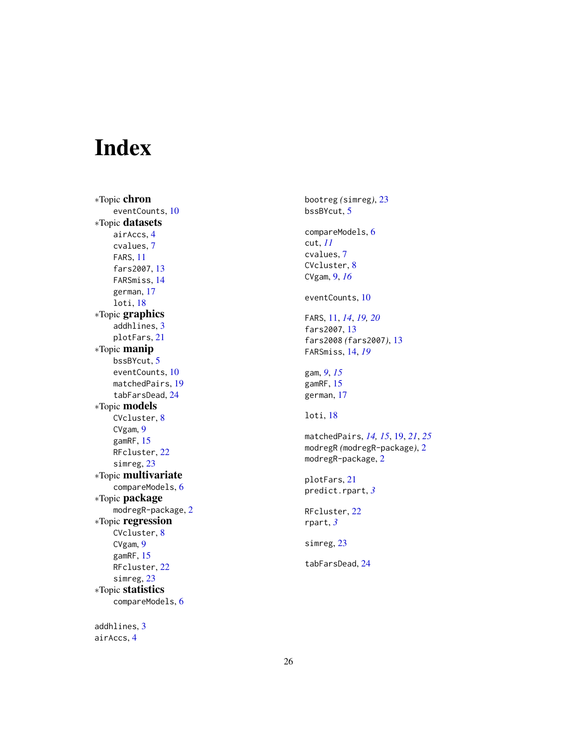# Index

*Topic **chron**
- eventCounts, 10

*Topic **datasets**
- airAccs, 4
- cvalues, 7
- FARS, 11
- fars2007, 13
- FARSmiss, 14
- german, 17
- loti, 18

*Topic **graphics**
- addhlines, 3
- plotFars, 21

*Topic **manip**
- bssBYcut, 5
- eventCounts, 10
- matchedPairs, 19
- tabFarsDead, 24

*Topic **models**
- CVcluster, 8
- CVgam, 9
- gamRF, 15
- RFcluster, 22
- simreg, 23

*Topic **multivariate**
- compareModels, 6

*Topic **package**
- modregR-package, 2

*Topic **regression**
- CVcluster, 8
- CVgam, 9
- gamRF, 15
- RFcluster, 22
- simreg, 23

*Topic **statistics**
- compareModels, 6

addhlines, 3
airAccs, 4

bootreg *(simreg)*, 23
bssBYcut, 5

compareModels, 6
cut, *11*
cvalues, 7
CVcluster, 8
CVgam, 9, *16*

eventCounts, 10

FARS, 11, *14*, *19*, *20*
fars2007, 13
fars2008 *(fars2007)*, 13
FARSmiss, 14, *19*

gam, *9*, *15*
gamRF, 15
german, 17

loti, 18

matchedPairs, *14*, *15*, 19, *21*, *25*
modregR *(modregR-package)*, 2
modregR-package, 2

plotFars, 21
predict.rpart, *3*

RFcluster, 22
rpart, *3*

simreg, 23

tabFarsDead, 24